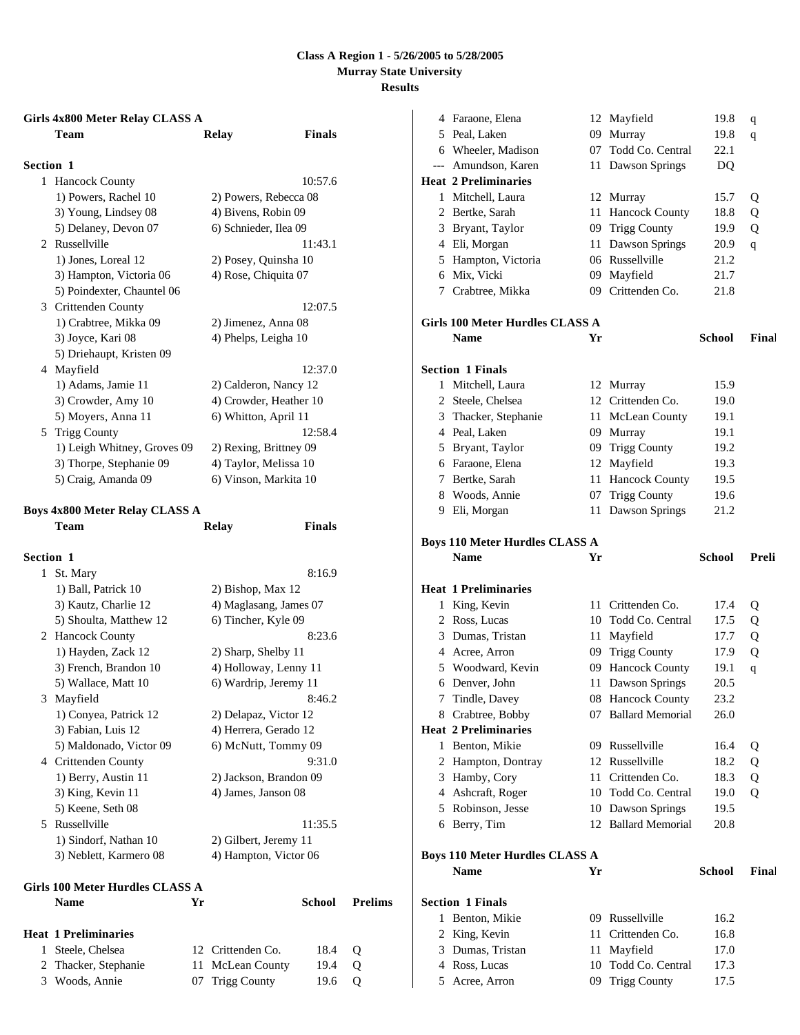# Class A Region 1 - 5/26/2005 to 5/28/2005
## Murray State University
## Results

### Girls 4x800 Meter Relay CLASS A

| | Team | Relay | Finals |
|---|---|---|---|
| **Section 1** | | | |
| 1 | Hancock County | | 10:57.6 |
| | 1) Powers, Rachel 10 | 2) Powers, Rebecca 08 | |
| | 3) Young, Lindsey 08 | 4) Bivens, Robin 09 | |
| | 5) Delaney, Devon 07 | 6) Schnieder, Ilea 09 | |
| 2 | Russellville | | 11:43.1 |
| | 1) Jones, Loreal 12 | 2) Posey, Quinsha 10 | |
| | 3) Hampton, Victoria 06 | 4) Rose, Chiquita 07 | |
| | 5) Poindexter, Chauntel 06 | | |
| 3 | Crittenden County | | 12:07.5 |
| | 1) Crabtree, Mikka 09 | 2) Jimenez, Anna 08 | |
| | 3) Joyce, Kari 08 | 4) Phelps, Leigha 10 | |
| | 5) Driehaupt, Kristen 09 | | |
| 4 | Mayfield | | 12:37.0 |
| | 1) Adams, Jamie 11 | 2) Calderon, Nancy 12 | |
| | 3) Crowder, Amy 10 | 4) Crowder, Heather 10 | |
| | 5) Moyers, Anna 11 | 6) Whitton, April 11 | |
| 5 | Trigg County | | 12:58.4 |
| | 1) Leigh Whitney, Groves 09 | 2) Rexing, Brittney 09 | |
| | 3) Thorpe, Stephanie 09 | 4) Taylor, Melissa 10 | |
| | 5) Craig, Amanda 09 | 6) Vinson, Markita 10 | |

### Boys 4x800 Meter Relay CLASS A

| | Team | Relay | Finals |
|---|---|---|---|
| **Section 1** | | | |
| 1 | St. Mary | | 8:16.9 |
| | 1) Ball, Patrick 10 | 2) Bishop, Max 12 | |
| | 3) Kautz, Charlie 12 | 4) Maglasang, James 07 | |
| | 5) Shoulta, Matthew 12 | 6) Tincher, Kyle 09 | |
| 2 | Hancock County | | 8:23.6 |
| | 1) Hayden, Zack 12 | 2) Sharp, Shelby 11 | |
| | 3) French, Brandon 10 | 4) Holloway, Lenny 11 | |
| | 5) Wallace, Matt 10 | 6) Wardrip, Jeremy 11 | |
| 3 | Mayfield | | 8:46.2 |
| | 1) Conyea, Patrick 12 | 2) Delapaz, Victor 12 | |
| | 3) Fabian, Luis 12 | 4) Herrera, Gerado 12 | |
| | 5) Maldonado, Victor 09 | 6) McNutt, Tommy 09 | |
| 4 | Crittenden County | | 9:31.0 |
| | 1) Berry, Austin 11 | 2) Jackson, Brandon 09 | |
| | 3) King, Kevin 11 | 4) James, Janson 08 | |
| | 5) Keene, Seth 08 | | |
| 5 | Russellville | | 11:35.5 |
| | 1) Sindorf, Nathan 10 | 2) Gilbert, Jeremy 11 | |
| | 3) Neblett, Karmero 08 | 4) Hampton, Victor 06 | |

### Girls 100 Meter Hurdles CLASS A

| | Name | Yr | School | Prelims | |
|---|---|---|---|---|---|
| **Heat 1 Preliminaries** | | | | | |
| 1 | Steele, Chelsea | 12 | Crittenden Co. | 18.4 | Q |
| 2 | Thacker, Stephanie | 11 | McLean County | 19.4 | Q |
| 3 | Woods, Annie | 07 | Trigg County | 19.6 | Q |
| 4 | Faraone, Elena | 12 | Mayfield | 19.8 | q |
| 5 | Peal, Laken | 09 | Murray | 19.8 | q |
| 6 | Wheeler, Madison | 07 | Todd Co. Central | 22.1 | |
| --- | Amundson, Karen | 11 | Dawson Springs | DQ | |
| **Heat 2 Preliminaries** | | | | | |
| 1 | Mitchell, Laura | 12 | Murray | 15.7 | Q |
| 2 | Bertke, Sarah | 11 | Hancock County | 18.8 | Q |
| 3 | Bryant, Taylor | 09 | Trigg County | 19.9 | Q |
| 4 | Eli, Morgan | 11 | Dawson Springs | 20.9 | q |
| 5 | Hampton, Victoria | 06 | Russellville | 21.2 | |
| 6 | Mix, Vicki | 09 | Mayfield | 21.7 | |
| 7 | Crabtree, Mikka | 09 | Crittenden Co. | 21.8 | |

### Girls 100 Meter Hurdles CLASS A

| | Name | Yr | School | Finals |
|---|---|---|---|---|
| **Section 1 Finals** | | | | |
| 1 | Mitchell, Laura | 12 | Murray | 15.9 |
| 2 | Steele, Chelsea | 12 | Crittenden Co. | 19.0 |
| 3 | Thacker, Stephanie | 11 | McLean County | 19.1 |
| 4 | Peal, Laken | 09 | Murray | 19.1 |
| 5 | Bryant, Taylor | 09 | Trigg County | 19.2 |
| 6 | Faraone, Elena | 12 | Mayfield | 19.3 |
| 7 | Bertke, Sarah | 11 | Hancock County | 19.5 |
| 8 | Woods, Annie | 07 | Trigg County | 19.6 |
| 9 | Eli, Morgan | 11 | Dawson Springs | 21.2 |

### Boys 110 Meter Hurdles CLASS A

| | Name | Yr | School | Prelims | |
|---|---|---|---|---|---|
| **Heat 1 Preliminaries** | | | | | |
| 1 | King, Kevin | 11 | Crittenden Co. | 17.4 | Q |
| 2 | Ross, Lucas | 10 | Todd Co. Central | 17.5 | Q |
| 3 | Dumas, Tristan | 11 | Mayfield | 17.7 | Q |
| 4 | Acree, Arron | 09 | Trigg County | 17.9 | Q |
| 5 | Woodward, Kevin | 09 | Hancock County | 19.1 | q |
| 6 | Denver, John | 11 | Dawson Springs | 20.5 | |
| 7 | Tindle, Davey | 08 | Hancock County | 23.2 | |
| 8 | Crabtree, Bobby | 07 | Ballard Memorial | 26.0 | |
| **Heat 2 Preliminaries** | | | | | |
| 1 | Benton, Mikie | 09 | Russellville | 16.4 | Q |
| 2 | Hampton, Dontray | 12 | Russellville | 18.2 | Q |
| 3 | Hamby, Cory | 11 | Crittenden Co. | 18.3 | Q |
| 4 | Ashcraft, Roger | 10 | Todd Co. Central | 19.0 | Q |
| 5 | Robinson, Jesse | 10 | Dawson Springs | 19.5 | |
| 6 | Berry, Tim | 12 | Ballard Memorial | 20.8 | |

### Boys 110 Meter Hurdles CLASS A

| | Name | Yr | School | Finals |
|---|---|---|---|---|
| **Section 1 Finals** | | | | |
| 1 | Benton, Mikie | 09 | Russellville | 16.2 |
| 2 | King, Kevin | 11 | Crittenden Co. | 16.8 |
| 3 | Dumas, Tristan | 11 | Mayfield | 17.0 |
| 4 | Ross, Lucas | 10 | Todd Co. Central | 17.3 |
| 5 | Acree, Arron | 09 | Trigg County | 17.5 |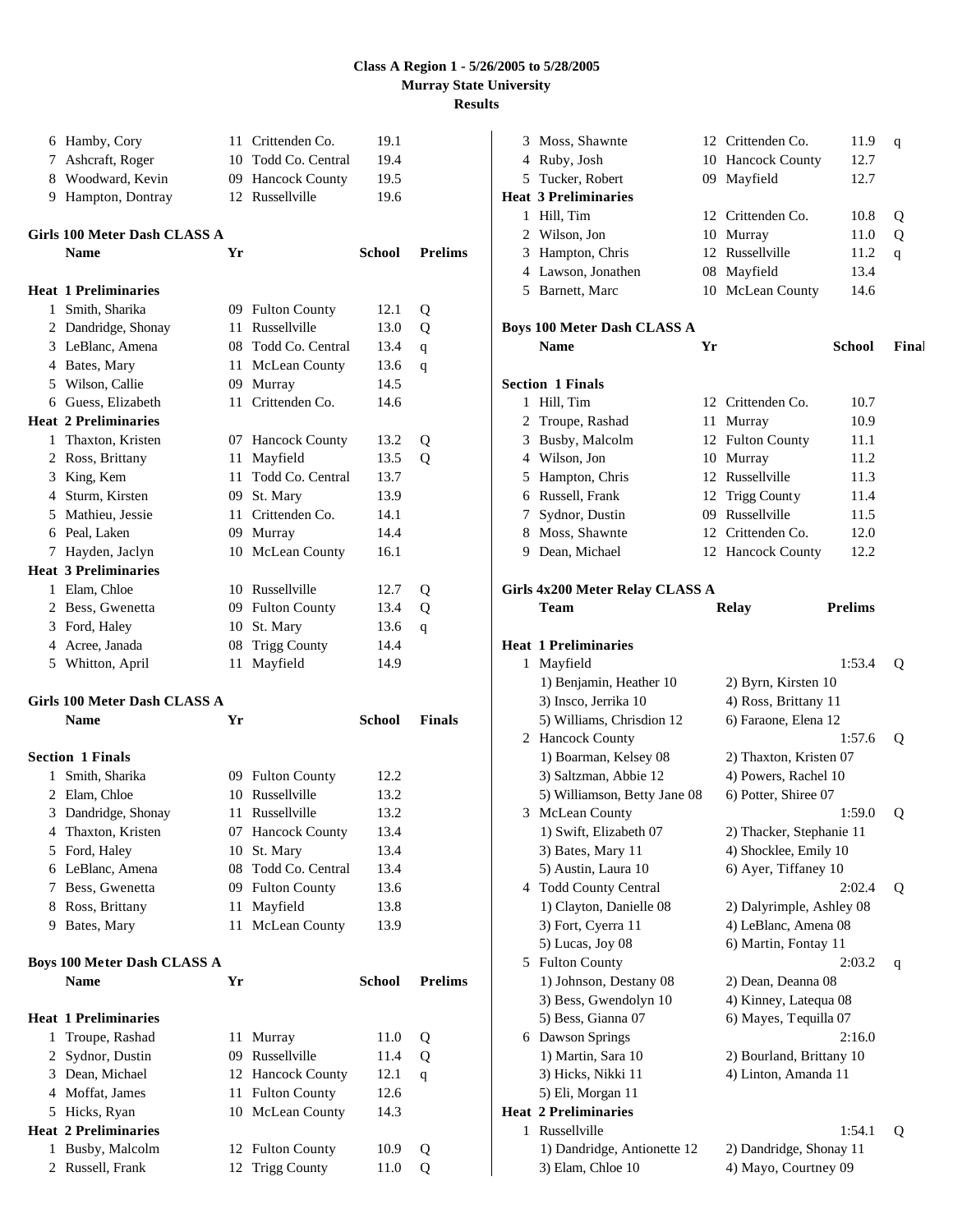# Class A Region 1 - 5/26/2005 to 5/28/2005
## Murray State University
## Results

| | Name | Yr | School | |
|---|---|---|---|---|
| 6 | Hamby, Cory | 11 | Crittenden Co. | 19.1 |
| 7 | Ashcraft, Roger | 10 | Todd Co. Central | 19.4 |
| 8 | Woodward, Kevin | 09 | Hancock County | 19.5 |
| 9 | Hampton, Dontray | 12 | Russellville | 19.6 |

### Girls 100 Meter Dash CLASS A

| | Name | Yr | School | Prelims | |
|---|---|---|---|---|---|
| **Heat 1 Preliminaries** | | | | | |
| 1 | Smith, Sharika | 09 | Fulton County | 12.1 | Q |
| 2 | Dandridge, Shonay | 11 | Russellville | 13.0 | Q |
| 3 | LeBlanc, Amena | 08 | Todd Co. Central | 13.4 | q |
| 4 | Bates, Mary | 11 | McLean County | 13.6 | q |
| 5 | Wilson, Callie | 09 | Murray | 14.5 | |
| 6 | Guess, Elizabeth | 11 | Crittenden Co. | 14.6 | |
| **Heat 2 Preliminaries** | | | | | |
| 1 | Thaxton, Kristen | 07 | Hancock County | 13.2 | Q |
| 2 | Ross, Brittany | 11 | Mayfield | 13.5 | Q |
| 3 | King, Kem | 11 | Todd Co. Central | 13.7 | |
| 4 | Sturm, Kirsten | 09 | St. Mary | 13.9 | |
| 5 | Mathieu, Jessie | 11 | Crittenden Co. | 14.1 | |
| 6 | Peal, Laken | 09 | Murray | 14.4 | |
| 7 | Hayden, Jaclyn | 10 | McLean County | 16.1 | |
| **Heat 3 Preliminaries** | | | | | |
| 1 | Elam, Chloe | 10 | Russellville | 12.7 | Q |
| 2 | Bess, Gwenetta | 09 | Fulton County | 13.4 | Q |
| 3 | Ford, Haley | 10 | St. Mary | 13.6 | q |
| 4 | Acree, Janada | 08 | Trigg County | 14.4 | |
| 5 | Whitton, April | 11 | Mayfield | 14.9 | |

### Girls 100 Meter Dash CLASS A

| | Name | Yr | School | Finals |
|---|---|---|---|---|
| **Section 1 Finals** | | | | |
| 1 | Smith, Sharika | 09 | Fulton County | 12.2 |
| 2 | Elam, Chloe | 10 | Russellville | 13.2 |
| 3 | Dandridge, Shonay | 11 | Russellville | 13.2 |
| 4 | Thaxton, Kristen | 07 | Hancock County | 13.4 |
| 5 | Ford, Haley | 10 | St. Mary | 13.4 |
| 6 | LeBlanc, Amena | 08 | Todd Co. Central | 13.4 |
| 7 | Bess, Gwenetta | 09 | Fulton County | 13.6 |
| 8 | Ross, Brittany | 11 | Mayfield | 13.8 |
| 9 | Bates, Mary | 11 | McLean County | 13.9 |

### Boys 100 Meter Dash CLASS A

| | Name | Yr | School | Prelims | |
|---|---|---|---|---|---|
| **Heat 1 Preliminaries** | | | | | |
| 1 | Troupe, Rashad | 11 | Murray | 11.0 | Q |
| 2 | Sydnor, Dustin | 09 | Russellville | 11.4 | Q |
| 3 | Dean, Michael | 12 | Hancock County | 12.1 | q |
| 4 | Moffat, James | 11 | Fulton County | 12.6 | |
| 5 | Hicks, Ryan | 10 | McLean County | 14.3 | |
| **Heat 2 Preliminaries** | | | | | |
| 1 | Busby, Malcolm | 12 | Fulton County | 10.9 | Q |
| 2 | Russell, Frank | 12 | Trigg County | 11.0 | Q |
| 3 | Moss, Shawnte | 12 | Crittenden Co. | 11.9 | q |
| 4 | Ruby, Josh | 10 | Hancock County | 12.7 | |
| 5 | Tucker, Robert | 09 | Mayfield | 12.7 | |
| **Heat 3 Preliminaries** | | | | | |
| 1 | Hill, Tim | 12 | Crittenden Co. | 10.8 | Q |
| 2 | Wilson, Jon | 10 | Murray | 11.0 | Q |
| 3 | Hampton, Chris | 12 | Russellville | 11.2 | q |
| 4 | Lawson, Jonathen | 08 | Mayfield | 13.4 | |
| 5 | Barnett, Marc | 10 | McLean County | 14.6 | |

### Boys 100 Meter Dash CLASS A

| | Name | Yr | School | Finals |
|---|---|---|---|---|
| **Section 1 Finals** | | | | |
| 1 | Hill, Tim | 12 | Crittenden Co. | 10.7 |
| 2 | Troupe, Rashad | 11 | Murray | 10.9 |
| 3 | Busby, Malcolm | 12 | Fulton County | 11.1 |
| 4 | Wilson, Jon | 10 | Murray | 11.2 |
| 5 | Hampton, Chris | 12 | Russellville | 11.3 |
| 6 | Russell, Frank | 12 | Trigg County | 11.4 |
| 7 | Sydnor, Dustin | 09 | Russellville | 11.5 |
| 8 | Moss, Shawnte | 12 | Crittenden Co. | 12.0 |
| 9 | Dean, Michael | 12 | Hancock County | 12.2 |

### Girls 4x200 Meter Relay CLASS A

| | Team | Relay | Prelims | |
|---|---|---|---|---|
| **Heat 1 Preliminaries** | | | | |
| 1 | Mayfield | | 1:53.4 | Q |
| | 1) Benjamin, Heather 10 | 2) Byrn, Kirsten 10 | | |
| | 3) Insco, Jerrika 10 | 4) Ross, Brittany 11 | | |
| | 5) Williams, Chrisdion 12 | 6) Faraone, Elena 12 | | |
| 2 | Hancock County | | 1:57.6 | Q |
| | 1) Boarman, Kelsey 08 | 2) Thaxton, Kristen 07 | | |
| | 3) Saltzman, Abbie 12 | 4) Powers, Rachel 10 | | |
| | 5) Williamson, Betty Jane 08 | 6) Potter, Shiree 07 | | |
| 3 | McLean County | | 1:59.0 | Q |
| | 1) Swift, Elizabeth 07 | 2) Thacker, Stephanie 11 | | |
| | 3) Bates, Mary 11 | 4) Shocklee, Emily 10 | | |
| | 5) Austin, Laura 10 | 6) Ayer, Tiffaney 10 | | |
| 4 | Todd County Central | | 2:02.4 | Q |
| | 1) Clayton, Danielle 08 | 2) Dalyrimple, Ashley 08 | | |
| | 3) Fort, Cyerra 11 | 4) LeBlanc, Amena 08 | | |
| | 5) Lucas, Joy 08 | 6) Martin, Fontay 11 | | |
| 5 | Fulton County | | 2:03.2 | q |
| | 1) Johnson, Destany 08 | 2) Dean, Deanna 08 | | |
| | 3) Bess, Gwendolyn 10 | 4) Kinney, Latequa 08 | | |
| | 5) Bess, Gianna 07 | 6) Mayes, Tequilla 07 | | |
| 6 | Dawson Springs | | 2:16.0 | |
| | 1) Martin, Sara 10 | 2) Bourland, Brittany 10 | | |
| | 3) Hicks, Nikki 11 | 4) Linton, Amanda 11 | | |
| | 5) Eli, Morgan 11 | | | |
| **Heat 2 Preliminaries** | | | | |
| 1 | Russellville | | 1:54.1 | Q |
| | 1) Dandridge, Antionette 12 | 2) Dandridge, Shonay 11 | | |
| | 3) Elam, Chloe 10 | 4) Mayo, Courtney 09 | | |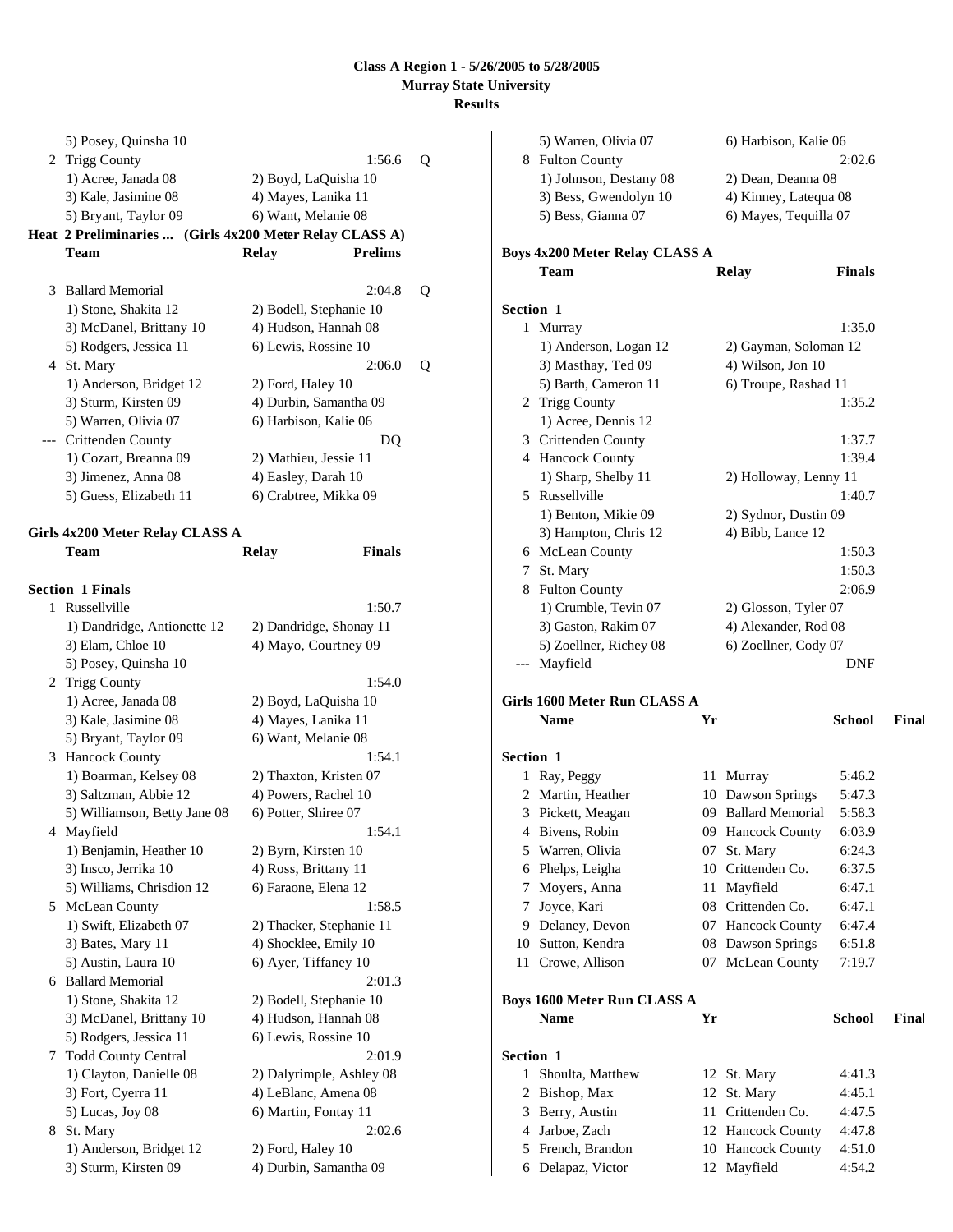# Class A Region 1 - 5/26/2005 to 5/28/2005
## Murray State University
## Results

5) Posey, Quinsha 10

| | Team | Relay | Prelims | |
|---|---|---|---|---|
| 2 | Trigg County | | 1:56.6 | Q |
| | 1) Acree, Janada 08 | 2) Boyd, LaQuisha 10 | | |
| | 3) Kale, Jasimine 08 | 4) Mayes, Lanika 11 | | |
| | 5) Bryant, Taylor 09 | 6) Want, Melanie 08 | | |

**Heat 2 Preliminaries ... (Girls 4x200 Meter Relay CLASS A)**

| | Team | Relay | Prelims | |
|---|---|---|---|---|
| 3 | Ballard Memorial | | 2:04.8 | Q |
| | 1) Stone, Shakita 12 | 2) Bodell, Stephanie 10 | | |
| | 3) McDanel, Brittany 10 | 4) Hudson, Hannah 08 | | |
| | 5) Rodgers, Jessica 11 | 6) Lewis, Rossine 10 | | |
| 4 | St. Mary | | 2:06.0 | Q |
| | 1) Anderson, Bridget 12 | 2) Ford, Haley 10 | | |
| | 3) Sturm, Kirsten 09 | 4) Durbin, Samantha 09 | | |
| | 5) Warren, Olivia 07 | 6) Harbison, Kalie 06 | | |
| --- | Crittenden County | | DQ | |
| | 1) Cozart, Breanna 09 | 2) Mathieu, Jessie 11 | | |
| | 3) Jimenez, Anna 08 | 4) Easley, Darah 10 | | |
| | 5) Guess, Elizabeth 11 | 6) Crabtree, Mikka 09 | | |

### Girls 4x200 Meter Relay CLASS A

**Section 1 Finals**

| | Team | Relay | Finals |
|---|---|---|---|
| 1 | Russellville | | 1:50.7 |
| | 1) Dandridge, Antionette 12 | 2) Dandridge, Shonay 11 | |
| | 3) Elam, Chloe 10 | 4) Mayo, Courtney 09 | |
| | 5) Posey, Quinsha 10 | | |
| 2 | Trigg County | | 1:54.0 |
| | 1) Acree, Janada 08 | 2) Boyd, LaQuisha 10 | |
| | 3) Kale, Jasimine 08 | 4) Mayes, Lanika 11 | |
| | 5) Bryant, Taylor 09 | 6) Want, Melanie 08 | |
| 3 | Hancock County | | 1:54.1 |
| | 1) Boarman, Kelsey 08 | 2) Thaxton, Kristen 07 | |
| | 3) Saltzman, Abbie 12 | 4) Powers, Rachel 10 | |
| | 5) Williamson, Betty Jane 08 | 6) Potter, Shiree 07 | |
| 4 | Mayfield | | 1:54.1 |
| | 1) Benjamin, Heather 10 | 2) Byrn, Kirsten 10 | |
| | 3) Insco, Jerrika 10 | 4) Ross, Brittany 11 | |
| | 5) Williams, Chrisdion 12 | 6) Faraone, Elena 12 | |
| 5 | McLean County | | 1:58.5 |
| | 1) Swift, Elizabeth 07 | 2) Thacker, Stephanie 11 | |
| | 3) Bates, Mary 11 | 4) Shocklee, Emily 10 | |
| | 5) Austin, Laura 10 | 6) Ayer, Tiffaney 10 | |
| 6 | Ballard Memorial | | 2:01.3 |
| | 1) Stone, Shakita 12 | 2) Bodell, Stephanie 10 | |
| | 3) McDanel, Brittany 10 | 4) Hudson, Hannah 08 | |
| | 5) Rodgers, Jessica 11 | 6) Lewis, Rossine 10 | |
| 7 | Todd County Central | | 2:01.9 |
| | 1) Clayton, Danielle 08 | 2) Dalyrimple, Ashley 08 | |
| | 3) Fort, Cyerra 11 | 4) LeBlanc, Amena 08 | |
| | 5) Lucas, Joy 08 | 6) Martin, Fontay 11 | |
| 8 | St. Mary | | 2:02.6 |
| | 1) Anderson, Bridget 12 | 2) Ford, Haley 10 | |
| | 3) Sturm, Kirsten 09 | 4) Durbin, Samantha 09 | |
| | 5) Warren, Olivia 07 | 6) Harbison, Kalie 06 | |
| 8 | Fulton County | | 2:02.6 |
| | 1) Johnson, Destany 08 | 2) Dean, Deanna 08 | |
| | 3) Bess, Gwendolyn 10 | 4) Kinney, Latequa 08 | |
| | 5) Bess, Gianna 07 | 6) Mayes, Tequilla 07 | |

### Boys 4x200 Meter Relay CLASS A

**Section 1**

| | Team | Relay | Finals |
|---|---|---|---|
| 1 | Murray | | 1:35.0 |
| | 1) Anderson, Logan 12 | 2) Gayman, Soloman 12 | |
| | 3) Masthay, Ted 09 | 4) Wilson, Jon 10 | |
| | 5) Barth, Cameron 11 | 6) Troupe, Rashad 11 | |
| 2 | Trigg County | | 1:35.2 |
| | 1) Acree, Dennis 12 | | |
| 3 | Crittenden County | | 1:37.7 |
| 4 | Hancock County | | 1:39.4 |
| | 1) Sharp, Shelby 11 | 2) Holloway, Lenny 11 | |
| 5 | Russellville | | 1:40.7 |
| | 1) Benton, Mikie 09 | 2) Sydnor, Dustin 09 | |
| | 3) Hampton, Chris 12 | 4) Bibb, Lance 12 | |
| 6 | McLean County | | 1:50.3 |
| 7 | St. Mary | | 1:50.3 |
| 8 | Fulton County | | 2:06.9 |
| | 1) Crumble, Tevin 07 | 2) Glosson, Tyler 07 | |
| | 3) Gaston, Rakim 07 | 4) Alexander, Rod 08 | |
| | 5) Zoellner, Richey 08 | 6) Zoellner, Cody 07 | |
| --- | Mayfield | | DNF |

### Girls 1600 Meter Run CLASS A

**Section 1**

| | Name | Yr | School | Finals |
|---|---|---|---|---|
| 1 | Ray, Peggy | 11 | Murray | 5:46.2 |
| 2 | Martin, Heather | 10 | Dawson Springs | 5:47.3 |
| 3 | Pickett, Meagan | 09 | Ballard Memorial | 5:58.3 |
| 4 | Bivens, Robin | 09 | Hancock County | 6:03.9 |
| 5 | Warren, Olivia | 07 | St. Mary | 6:24.3 |
| 6 | Phelps, Leigha | 10 | Crittenden Co. | 6:37.5 |
| 7 | Moyers, Anna | 11 | Mayfield | 6:47.1 |
| 7 | Joyce, Kari | 08 | Crittenden Co. | 6:47.1 |
| 9 | Delaney, Devon | 07 | Hancock County | 6:47.4 |
| 10 | Sutton, Kendra | 08 | Dawson Springs | 6:51.8 |
| 11 | Crowe, Allison | 07 | McLean County | 7:19.7 |

### Boys 1600 Meter Run CLASS A

**Section 1**

| | Name | Yr | School | Finals |
|---|---|---|---|---|
| 1 | Shoulta, Matthew | 12 | St. Mary | 4:41.3 |
| 2 | Bishop, Max | 12 | St. Mary | 4:45.1 |
| 3 | Berry, Austin | 11 | Crittenden Co. | 4:47.5 |
| 4 | Jarboe, Zach | 12 | Hancock County | 4:47.8 |
| 5 | French, Brandon | 10 | Hancock County | 4:51.0 |
| 6 | Delapaz, Victor | 12 | Mayfield | 4:54.2 |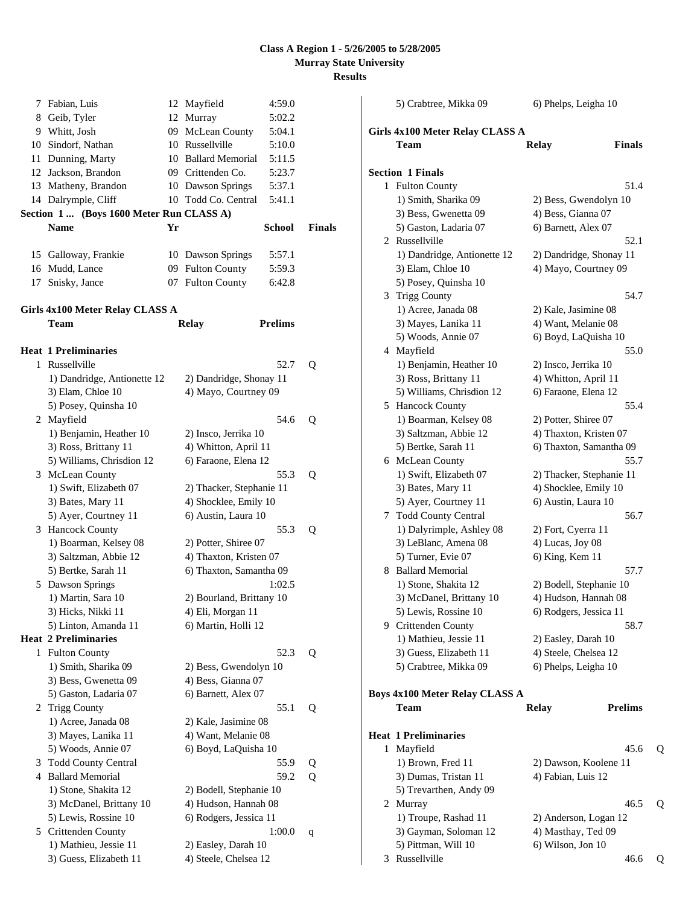# Class A Region 1 - 5/26/2005 to 5/28/2005
## Murray State University
## Results

| | Name | Yr | School | Finals |
|---|---|---|---|---|
| 7 | Fabian, Luis | 12 | Mayfield | 4:59.0 |
| 8 | Geib, Tyler | 12 | Murray | 5:02.2 |
| 9 | Whitt, Josh | 09 | McLean County | 5:04.1 |
| 10 | Sindorf, Nathan | 10 | Russellville | 5:10.0 |
| 11 | Dunning, Marty | 10 | Ballard Memorial | 5:11.5 |
| 12 | Jackson, Brandon | 09 | Crittenden Co. | 5:23.7 |
| 13 | Matheny, Brandon | 10 | Dawson Springs | 5:37.1 |
| 14 | Dalrymple, Cliff | 10 | Todd Co. Central | 5:41.1 |

**Section 1 ... (Boys 1600 Meter Run CLASS A)**

| | Name | Yr | School | Finals |
|---|---|---|---|---|
| 15 | Galloway, Frankie | 10 | Dawson Springs | 5:57.1 |
| 16 | Mudd, Lance | 09 | Fulton County | 5:59.3 |
| 17 | Snisky, Jance | 07 | Fulton County | 6:42.8 |

### Girls 4x100 Meter Relay CLASS A

| | Team | Relay | Prelims | |
|---|---|---|---|---|

**Heat 1 Preliminaries**

1 Russellville — 52.7 Q
1) Dandridge, Antionette 12 — 2) Dandridge, Shonay 11
3) Elam, Chloe 10 — 4) Mayo, Courtney 09
5) Posey, Quinsha 10

2 Mayfield — 54.6 Q
1) Benjamin, Heather 10 — 2) Insco, Jerrika 10
3) Ross, Brittany 11 — 4) Whitton, April 11
5) Williams, Chrisdion 12 — 6) Faraone, Elena 12

3 McLean County — 55.3 Q
1) Swift, Elizabeth 07 — 2) Thacker, Stephanie 11
3) Bates, Mary 11 — 4) Shocklee, Emily 10
5) Ayer, Courtney 11 — 6) Austin, Laura 10

3 Hancock County — 55.3 Q
1) Boarman, Kelsey 08 — 2) Potter, Shiree 07
3) Saltzman, Abbie 12 — 4) Thaxton, Kristen 07
5) Bertke, Sarah 11 — 6) Thaxton, Samantha 09

5 Dawson Springs — 1:02.5
1) Martin, Sara 10 — 2) Bourland, Brittany 10
3) Hicks, Nikki 11 — 4) Eli, Morgan 11
5) Linton, Amanda 11 — 6) Martin, Holli 12

**Heat 2 Preliminaries**

1 Fulton County — 52.3 Q
1) Smith, Sharika 09 — 2) Bess, Gwendolyn 10
3) Bess, Gwenetta 09 — 4) Bess, Gianna 07
5) Gaston, Ladaria 07 — 6) Barnett, Alex 07

2 Trigg County — 55.1 Q
1) Acree, Janada 08 — 2) Kale, Jasimine 08
3) Mayes, Lanika 11 — 4) Want, Melanie 08
5) Woods, Annie 07 — 6) Boyd, LaQuisha 10

3 Todd County Central — 55.9 Q

4 Ballard Memorial — 59.2 Q
1) Stone, Shakita 12 — 2) Bodell, Stephanie 10
3) McDanel, Brittany 10 — 4) Hudson, Hannah 08
5) Lewis, Rossine 10 — 6) Rodgers, Jessica 11

5 Crittenden County — 1:00.0 q
1) Mathieu, Jessie 11 — 2) Easley, Darah 10
3) Guess, Elizabeth 11 — 4) Steele, Chelsea 12
5) Crabtree, Mikka 09 — 6) Phelps, Leigha 10

### Girls 4x100 Meter Relay CLASS A

| | Team | Relay | Finals |
|---|---|---|---|

**Section 1 Finals**

1 Fulton County — 51.4
1) Smith, Sharika 09 — 2) Bess, Gwendolyn 10
3) Bess, Gwenetta 09 — 4) Bess, Gianna 07
5) Gaston, Ladaria 07 — 6) Barnett, Alex 07

2 Russellville — 52.1
1) Dandridge, Antionette 12 — 2) Dandridge, Shonay 11
3) Elam, Chloe 10 — 4) Mayo, Courtney 09
5) Posey, Quinsha 10

3 Trigg County — 54.7
1) Acree, Janada 08 — 2) Kale, Jasimine 08
3) Mayes, Lanika 11 — 4) Want, Melanie 08
5) Woods, Annie 07 — 6) Boyd, LaQuisha 10

4 Mayfield — 55.0
1) Benjamin, Heather 10 — 2) Insco, Jerrika 10
3) Ross, Brittany 11 — 4) Whitton, April 11
5) Williams, Chrisdion 12 — 6) Faraone, Elena 12

5 Hancock County — 55.4
1) Boarman, Kelsey 08 — 2) Potter, Shiree 07
3) Saltzman, Abbie 12 — 4) Thaxton, Kristen 07
5) Bertke, Sarah 11 — 6) Thaxton, Samantha 09

6 McLean County — 55.7
1) Swift, Elizabeth 07 — 2) Thacker, Stephanie 11
3) Bates, Mary 11 — 4) Shocklee, Emily 10
5) Ayer, Courtney 11 — 6) Austin, Laura 10

7 Todd County Central — 56.7
1) Dalyrimple, Ashley 08 — 2) Fort, Cyerra 11
3) LeBlanc, Amena 08 — 4) Lucas, Joy 08
5) Turner, Evie 07 — 6) King, Kem 11

8 Ballard Memorial — 57.7
1) Stone, Shakita 12 — 2) Bodell, Stephanie 10
3) McDanel, Brittany 10 — 4) Hudson, Hannah 08
5) Lewis, Rossine 10 — 6) Rodgers, Jessica 11

9 Crittenden County — 58.7
1) Mathieu, Jessie 11 — 2) Easley, Darah 10
3) Guess, Elizabeth 11 — 4) Steele, Chelsea 12
5) Crabtree, Mikka 09 — 6) Phelps, Leigha 10

### Boys 4x100 Meter Relay CLASS A

| | Team | Relay | Prelims | |
|---|---|---|---|---|

**Heat 1 Preliminaries**

1 Mayfield — 45.6 Q
1) Brown, Fred 11 — 2) Dawson, Koolene 11
3) Dumas, Tristan 11 — 4) Fabian, Luis 12
5) Trevarthen, Andy 09

2 Murray — 46.5 Q
1) Troupe, Rashad 11 — 2) Anderson, Logan 12
3) Gayman, Soloman 12 — 4) Masthay, Ted 09
5) Pittman, Will 10 — 6) Wilson, Jon 10

3 Russellville — 46.6 Q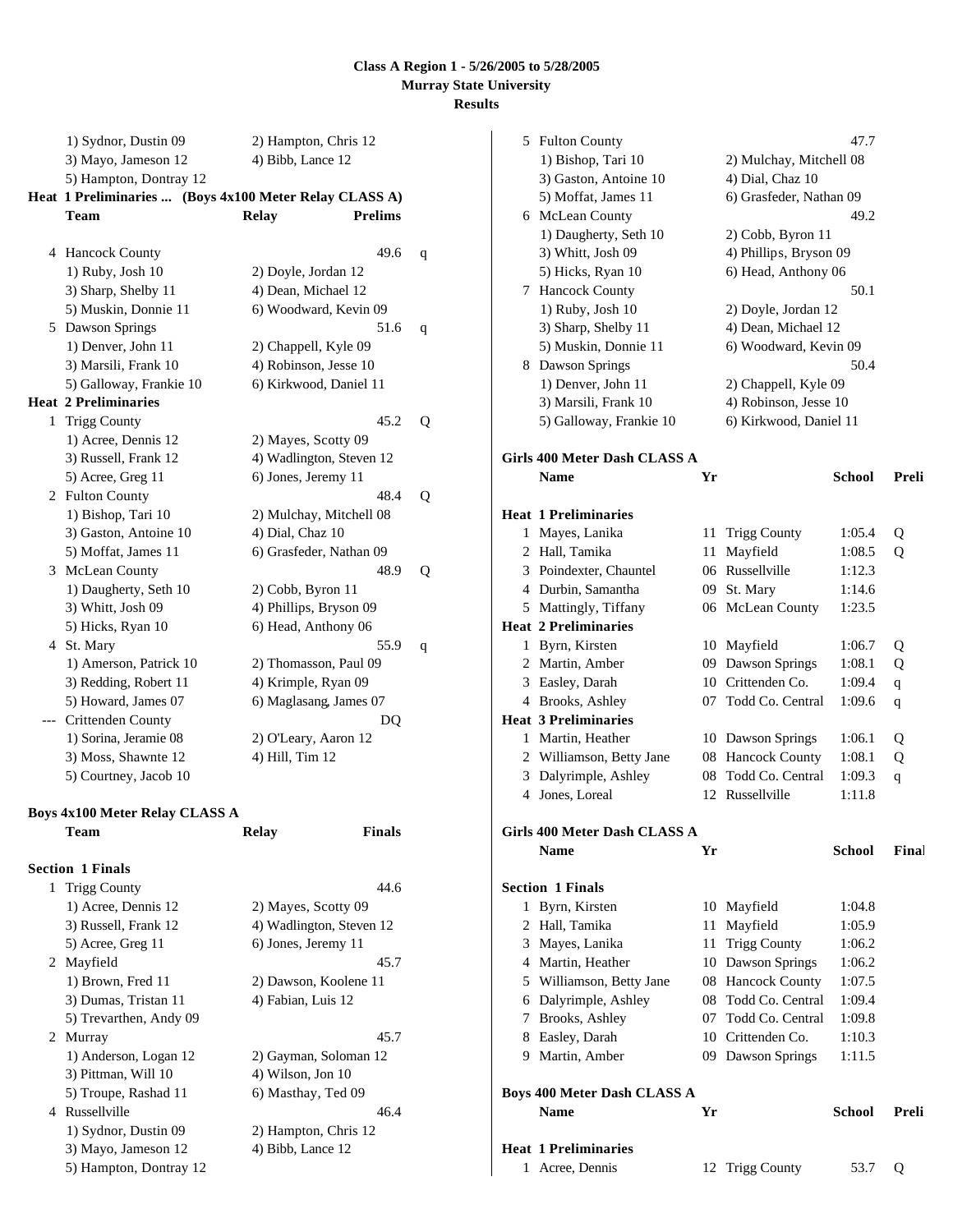**Class A Region 1 - 5/26/2005 to 5/28/2005**
**Murray State University**
**Results**

1) Sydnor, Dustin 09 — 2) Hampton, Chris 12
3) Mayo, Jameson 12 — 4) Bibb, Lance 12
5) Hampton, Dontray 12

**Heat 1 Preliminaries ... (Boys 4x100 Meter Relay CLASS A)**

| | Team | Relay | Prelims | |
|---|---|---|---|---|
| 4 | Hancock County | | 49.6 | q |
| | 1) Ruby, Josh 10 | 2) Doyle, Jordan 12 | | |
| | 3) Sharp, Shelby 11 | 4) Dean, Michael 12 | | |
| | 5) Muskin, Donnie 11 | 6) Woodward, Kevin 09 | | |
| 5 | Dawson Springs | | 51.6 | q |
| | 1) Denver, John 11 | 2) Chappell, Kyle 09 | | |
| | 3) Marsili, Frank 10 | 4) Robinson, Jesse 10 | | |
| | 5) Galloway, Frankie 10 | 6) Kirkwood, Daniel 11 | | |
| **Heat 2 Preliminaries** | | | | |
| 1 | Trigg County | | 45.2 | Q |
| | 1) Acree, Dennis 12 | 2) Mayes, Scotty 09 | | |
| | 3) Russell, Frank 12 | 4) Wadlington, Steven 12 | | |
| | 5) Acree, Greg 11 | 6) Jones, Jeremy 11 | | |
| 2 | Fulton County | | 48.4 | Q |
| | 1) Bishop, Tari 10 | 2) Mulchay, Mitchell 08 | | |
| | 3) Gaston, Antoine 10 | 4) Dial, Chaz 10 | | |
| | 5) Moffat, James 11 | 6) Grasfeder, Nathan 09 | | |
| 3 | McLean County | | 48.9 | Q |
| | 1) Daugherty, Seth 10 | 2) Cobb, Byron 11 | | |
| | 3) Whitt, Josh 09 | 4) Phillips, Bryson 09 | | |
| | 5) Hicks, Ryan 10 | 6) Head, Anthony 06 | | |
| 4 | St. Mary | | 55.9 | q |
| | 1) Amerson, Patrick 10 | 2) Thomasson, Paul 09 | | |
| | 3) Redding, Robert 11 | 4) Krimple, Ryan 09 | | |
| | 5) Howard, James 07 | 6) Maglasang, James 07 | | |
| --- | Crittenden County | | DQ | |
| | 1) Sorina, Jeramie 08 | 2) O'Leary, Aaron 12 | | |
| | 3) Moss, Shawnte 12 | 4) Hill, Tim 12 | | |
| | 5) Courtney, Jacob 10 | | | |

**Boys 4x100 Meter Relay CLASS A**

| | Team | Relay | Finals |
|---|---|---|---|
| **Section 1 Finals** | | | |
| 1 | Trigg County | | 44.6 |
| | 1) Acree, Dennis 12 | 2) Mayes, Scotty 09 | |
| | 3) Russell, Frank 12 | 4) Wadlington, Steven 12 | |
| | 5) Acree, Greg 11 | 6) Jones, Jeremy 11 | |
| 2 | Mayfield | | 45.7 |
| | 1) Brown, Fred 11 | 2) Dawson, Koolene 11 | |
| | 3) Dumas, Tristan 11 | 4) Fabian, Luis 12 | |
| | 5) Trevarthen, Andy 09 | | |
| 2 | Murray | | 45.7 |
| | 1) Anderson, Logan 12 | 2) Gayman, Soloman 12 | |
| | 3) Pittman, Will 10 | 4) Wilson, Jon 10 | |
| | 5) Troupe, Rashad 11 | 6) Masthay, Ted 09 | |
| 4 | Russellville | | 46.4 |
| | 1) Sydnor, Dustin 09 | 2) Hampton, Chris 12 | |
| | 3) Mayo, Jameson 12 | 4) Bibb, Lance 12 | |
| | 5) Hampton, Dontray 12 | | |
| 5 | Fulton County | | 47.7 |
| | 1) Bishop, Tari 10 | 2) Mulchay, Mitchell 08 | |
| | 3) Gaston, Antoine 10 | 4) Dial, Chaz 10 | |
| | 5) Moffat, James 11 | 6) Grasfeder, Nathan 09 | |
| 6 | McLean County | | 49.2 |
| | 1) Daugherty, Seth 10 | 2) Cobb, Byron 11 | |
| | 3) Whitt, Josh 09 | 4) Phillips, Bryson 09 | |
| | 5) Hicks, Ryan 10 | 6) Head, Anthony 06 | |
| 7 | Hancock County | | 50.1 |
| | 1) Ruby, Josh 10 | 2) Doyle, Jordan 12 | |
| | 3) Sharp, Shelby 11 | 4) Dean, Michael 12 | |
| | 5) Muskin, Donnie 11 | 6) Woodward, Kevin 09 | |
| 8 | Dawson Springs | | 50.4 |
| | 1) Denver, John 11 | 2) Chappell, Kyle 09 | |
| | 3) Marsili, Frank 10 | 4) Robinson, Jesse 10 | |
| | 5) Galloway, Frankie 10 | 6) Kirkwood, Daniel 11 | |

**Girls 400 Meter Dash CLASS A**

| | Name | Yr | School | Prelims | |
|---|---|---|---|---|---|
| **Heat 1 Preliminaries** | | | | | |
| 1 | Mayes, Lanika | 11 | Trigg County | 1:05.4 | Q |
| 2 | Hall, Tamika | 11 | Mayfield | 1:08.5 | Q |
| 3 | Poindexter, Chauntel | 06 | Russellville | 1:12.3 | |
| 4 | Durbin, Samantha | 09 | St. Mary | 1:14.6 | |
| 5 | Mattingly, Tiffany | 06 | McLean County | 1:23.5 | |
| **Heat 2 Preliminaries** | | | | | |
| 1 | Byrn, Kirsten | 10 | Mayfield | 1:06.7 | Q |
| 2 | Martin, Amber | 09 | Dawson Springs | 1:08.1 | Q |
| 3 | Easley, Darah | 10 | Crittenden Co. | 1:09.4 | q |
| 4 | Brooks, Ashley | 07 | Todd Co. Central | 1:09.6 | q |
| **Heat 3 Preliminaries** | | | | | |
| 1 | Martin, Heather | 10 | Dawson Springs | 1:06.1 | Q |
| 2 | Williamson, Betty Jane | 08 | Hancock County | 1:08.1 | Q |
| 3 | Dalyrimple, Ashley | 08 | Todd Co. Central | 1:09.3 | q |
| 4 | Jones, Loreal | 12 | Russellville | 1:11.8 | |

**Girls 400 Meter Dash CLASS A**

| | Name | Yr | School | Finals |
|---|---|---|---|---|
| **Section 1 Finals** | | | | |
| 1 | Byrn, Kirsten | 10 | Mayfield | 1:04.8 |
| 2 | Hall, Tamika | 11 | Mayfield | 1:05.9 |
| 3 | Mayes, Lanika | 11 | Trigg County | 1:06.2 |
| 4 | Martin, Heather | 10 | Dawson Springs | 1:06.2 |
| 5 | Williamson, Betty Jane | 08 | Hancock County | 1:07.5 |
| 6 | Dalyrimple, Ashley | 08 | Todd Co. Central | 1:09.4 |
| 7 | Brooks, Ashley | 07 | Todd Co. Central | 1:09.8 |
| 8 | Easley, Darah | 10 | Crittenden Co. | 1:10.3 |
| 9 | Martin, Amber | 09 | Dawson Springs | 1:11.5 |

**Boys 400 Meter Dash CLASS A**

| | Name | Yr | School | Prelims | |
|---|---|---|---|---|---|
| **Heat 1 Preliminaries** | | | | | |
| 1 | Acree, Dennis | 12 | Trigg County | 53.7 | Q |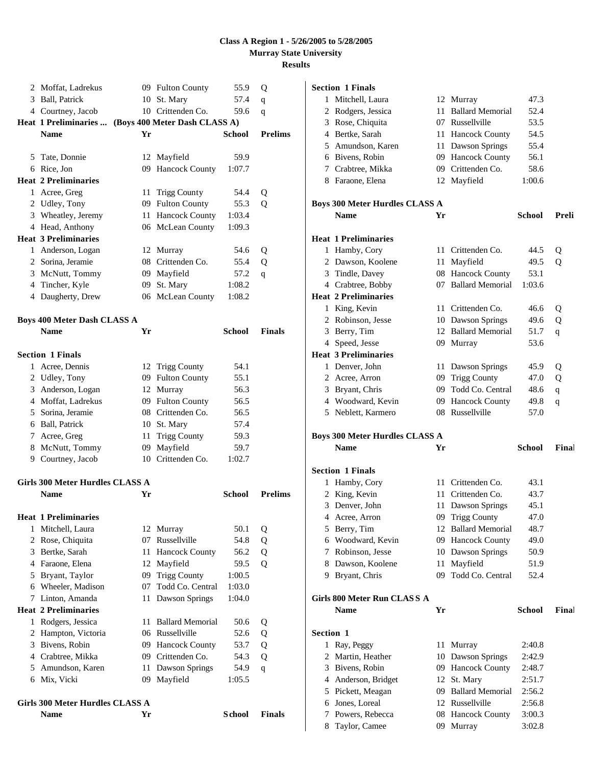# Class A Region 1 - 5/26/2005 to 5/28/2005
## Murray State University
## Results

| | Name | Yr | School | Prelims | |
|---|---|---|---|---|---|
| 2 | Moffat, Ladrekus | 09 | Fulton County | 55.9 | Q |
| 3 | Ball, Patrick | 10 | St. Mary | 57.4 | q |
| 4 | Courtney, Jacob | 10 | Crittenden Co. | 59.6 | q |

**Heat 1 Preliminaries ... (Boys 400 Meter Dash CLASS A)**

| | Name | Yr | School | Prelims | |
|---|---|---|---|---|---|
| 5 | Tate, Donnie | 12 | Mayfield | 59.9 | |
| 6 | Rice, Jon | 09 | Hancock County | 1:07.7 | |
| **Heat 2 Preliminaries** | | | | | |
| 1 | Acree, Greg | 11 | Trigg County | 54.4 | Q |
| 2 | Udley, Tony | 09 | Fulton County | 55.3 | Q |
| 3 | Wheatley, Jeremy | 11 | Hancock County | 1:03.4 | |
| 4 | Head, Anthony | 06 | McLean County | 1:09.3 | |
| **Heat 3 Preliminaries** | | | | | |
| 1 | Anderson, Logan | 12 | Murray | 54.6 | Q |
| 2 | Sorina, Jeramie | 08 | Crittenden Co. | 55.4 | Q |
| 3 | McNutt, Tommy | 09 | Mayfield | 57.2 | q |
| 4 | Tincher, Kyle | 09 | St. Mary | 1:08.2 | |
| 4 | Daugherty, Drew | 06 | McLean County | 1:08.2 | |

### Boys 400 Meter Dash CLASS A

| | Name | Yr | School | Finals |
|---|---|---|---|---|
| **Section 1 Finals** | | | | |
| 1 | Acree, Dennis | 12 | Trigg County | 54.1 |
| 2 | Udley, Tony | 09 | Fulton County | 55.1 |
| 3 | Anderson, Logan | 12 | Murray | 56.3 |
| 4 | Moffat, Ladrekus | 09 | Fulton County | 56.5 |
| 5 | Sorina, Jeramie | 08 | Crittenden Co. | 56.5 |
| 6 | Ball, Patrick | 10 | St. Mary | 57.4 |
| 7 | Acree, Greg | 11 | Trigg County | 59.3 |
| 8 | McNutt, Tommy | 09 | Mayfield | 59.7 |
| 9 | Courtney, Jacob | 10 | Crittenden Co. | 1:02.7 |

### Girls 300 Meter Hurdles CLASS A

| | Name | Yr | School | Prelims | |
|---|---|---|---|---|---|
| **Heat 1 Preliminaries** | | | | | |
| 1 | Mitchell, Laura | 12 | Murray | 50.1 | Q |
| 2 | Rose, Chiquita | 07 | Russellville | 54.8 | Q |
| 3 | Bertke, Sarah | 11 | Hancock County | 56.2 | Q |
| 4 | Faraone, Elena | 12 | Mayfield | 59.5 | Q |
| 5 | Bryant, Taylor | 09 | Trigg County | 1:00.5 | |
| 6 | Wheeler, Madison | 07 | Todd Co. Central | 1:03.0 | |
| 7 | Linton, Amanda | 11 | Dawson Springs | 1:04.0 | |
| **Heat 2 Preliminaries** | | | | | |
| 1 | Rodgers, Jessica | 11 | Ballard Memorial | 50.6 | Q |
| 2 | Hampton, Victoria | 06 | Russellville | 52.6 | Q |
| 3 | Bivens, Robin | 09 | Hancock County | 53.7 | Q |
| 4 | Crabtree, Mikka | 09 | Crittenden Co. | 54.3 | Q |
| 5 | Amundson, Karen | 11 | Dawson Springs | 54.9 | q |
| 6 | Mix, Vicki | 09 | Mayfield | 1:05.5 | |

### Girls 300 Meter Hurdles CLASS A

| | Name | Yr | School | Finals |
|---|---|---|---|---|
| **Section 1 Finals** | | | | |
| 1 | Mitchell, Laura | 12 | Murray | 47.3 |
| 2 | Rodgers, Jessica | 11 | Ballard Memorial | 52.4 |
| 3 | Rose, Chiquita | 07 | Russellville | 53.5 |
| 4 | Bertke, Sarah | 11 | Hancock County | 54.5 |
| 5 | Amundson, Karen | 11 | Dawson Springs | 55.4 |
| 6 | Bivens, Robin | 09 | Hancock County | 56.1 |
| 7 | Crabtree, Mikka | 09 | Crittenden Co. | 58.6 |
| 8 | Faraone, Elena | 12 | Mayfield | 1:00.6 |

### Boys 300 Meter Hurdles CLASS A

| | Name | Yr | School | Prelims | |
|---|---|---|---|---|---|
| **Heat 1 Preliminaries** | | | | | |
| 1 | Hamby, Cory | 11 | Crittenden Co. | 44.5 | Q |
| 2 | Dawson, Koolene | 11 | Mayfield | 49.5 | Q |
| 3 | Tindle, Davey | 08 | Hancock County | 53.1 | |
| 4 | Crabtree, Bobby | 07 | Ballard Memorial | 1:03.6 | |
| **Heat 2 Preliminaries** | | | | | |
| 1 | King, Kevin | 11 | Crittenden Co. | 46.6 | Q |
| 2 | Robinson, Jesse | 10 | Dawson Springs | 49.6 | Q |
| 3 | Berry, Tim | 12 | Ballard Memorial | 51.7 | q |
| 4 | Speed, Jesse | 09 | Murray | 53.6 | |
| **Heat 3 Preliminaries** | | | | | |
| 1 | Denver, John | 11 | Dawson Springs | 45.9 | Q |
| 2 | Acree, Arron | 09 | Trigg County | 47.0 | Q |
| 3 | Bryant, Chris | 09 | Todd Co. Central | 48.6 | q |
| 4 | Woodward, Kevin | 09 | Hancock County | 49.8 | q |
| 5 | Neblett, Karmero | 08 | Russellville | 57.0 | |

### Boys 300 Meter Hurdles CLASS A

| | Name | Yr | School | Finals |
|---|---|---|---|---|
| **Section 1 Finals** | | | | |
| 1 | Hamby, Cory | 11 | Crittenden Co. | 43.1 |
| 2 | King, Kevin | 11 | Crittenden Co. | 43.7 |
| 3 | Denver, John | 11 | Dawson Springs | 45.1 |
| 4 | Acree, Arron | 09 | Trigg County | 47.0 |
| 5 | Berry, Tim | 12 | Ballard Memorial | 48.7 |
| 6 | Woodward, Kevin | 09 | Hancock County | 49.0 |
| 7 | Robinson, Jesse | 10 | Dawson Springs | 50.9 |
| 8 | Dawson, Koolene | 11 | Mayfield | 51.9 |
| 9 | Bryant, Chris | 09 | Todd Co. Central | 52.4 |

### Girls 800 Meter Run CLASS A

| | Name | Yr | School | Finals |
|---|---|---|---|---|
| **Section 1** | | | | |
| 1 | Ray, Peggy | 11 | Murray | 2:40.8 |
| 2 | Martin, Heather | 10 | Dawson Springs | 2:42.9 |
| 3 | Bivens, Robin | 09 | Hancock County | 2:48.7 |
| 4 | Anderson, Bridget | 12 | St. Mary | 2:51.7 |
| 5 | Pickett, Meagan | 09 | Ballard Memorial | 2:56.2 |
| 6 | Jones, Loreal | 12 | Russellville | 2:56.8 |
| 7 | Powers, Rebecca | 08 | Hancock County | 3:00.3 |
| 8 | Taylor, Camee | 09 | Murray | 3:02.8 |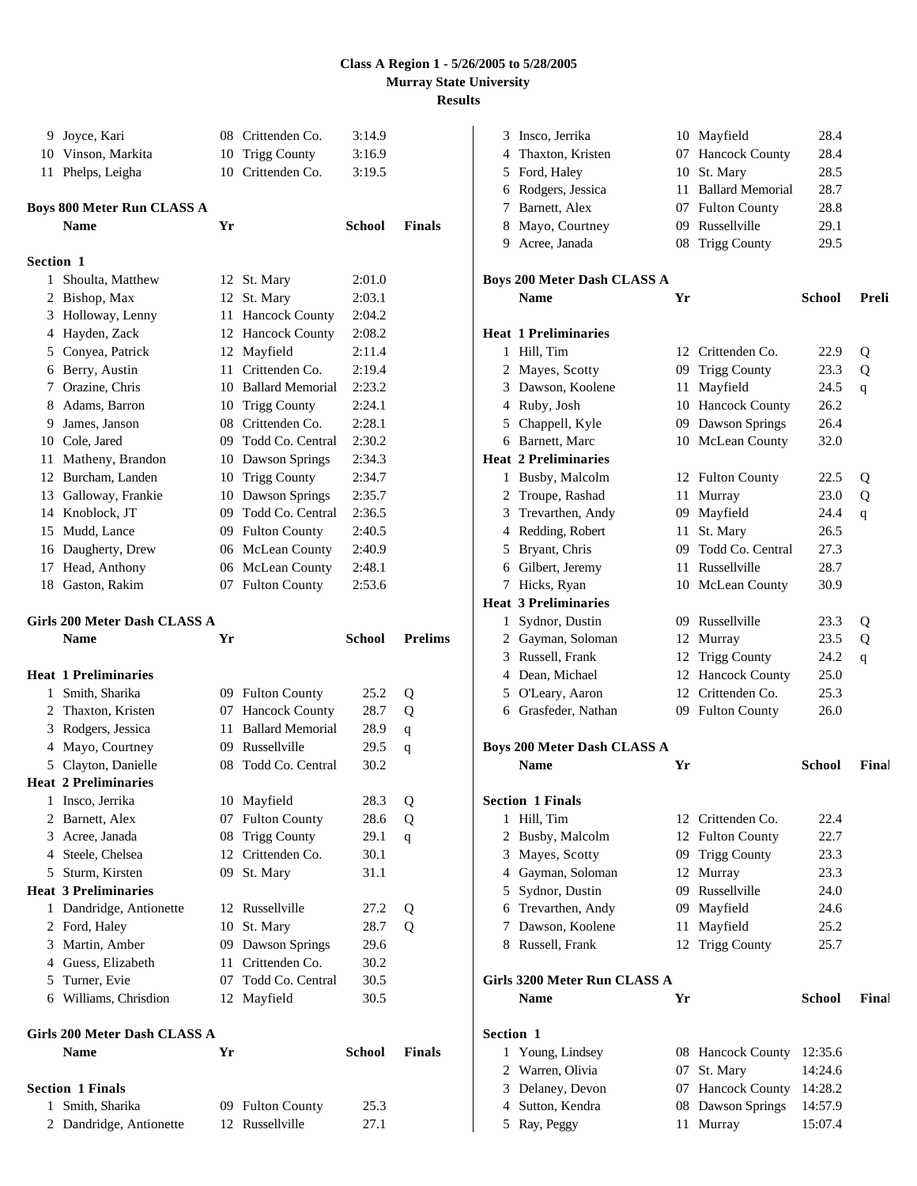# Class A Region 1 - 5/26/2005 to 5/28/2005
## Murray State University
## Results

| | Name | Yr | School | Finals |
|---|---|---|---|---|
| 9 | Joyce, Kari | 08 | Crittenden Co. | 3:14.9 |
| 10 | Vinson, Markita | 10 | Trigg County | 3:16.9 |
| 11 | Phelps, Leigha | 10 | Crittenden Co. | 3:19.5 |

### Boys 800 Meter Run CLASS A

| | Name | Yr | School | Finals |
|---|---|---|---|---|
| **Section 1** | | | | |
| 1 | Shoulta, Matthew | 12 | St. Mary | 2:01.0 |
| 2 | Bishop, Max | 12 | St. Mary | 2:03.1 |
| 3 | Holloway, Lenny | 11 | Hancock County | 2:04.2 |
| 4 | Hayden, Zack | 12 | Hancock County | 2:08.2 |
| 5 | Conyea, Patrick | 12 | Mayfield | 2:11.4 |
| 6 | Berry, Austin | 11 | Crittenden Co. | 2:19.4 |
| 7 | Orazine, Chris | 10 | Ballard Memorial | 2:23.2 |
| 8 | Adams, Barron | 10 | Trigg County | 2:24.1 |
| 9 | James, Janson | 08 | Crittenden Co. | 2:28.1 |
| 10 | Cole, Jared | 09 | Todd Co. Central | 2:30.2 |
| 11 | Matheny, Brandon | 10 | Dawson Springs | 2:34.3 |
| 12 | Burcham, Landen | 10 | Trigg County | 2:34.7 |
| 13 | Galloway, Frankie | 10 | Dawson Springs | 2:35.7 |
| 14 | Knoblock, JT | 09 | Todd Co. Central | 2:36.5 |
| 15 | Mudd, Lance | 09 | Fulton County | 2:40.5 |
| 16 | Daugherty, Drew | 06 | McLean County | 2:40.9 |
| 17 | Head, Anthony | 06 | McLean County | 2:48.1 |
| 18 | Gaston, Rakim | 07 | Fulton County | 2:53.6 |

### Girls 200 Meter Dash CLASS A

| | Name | Yr | School | Prelims | |
|---|---|---|---|---|---|
| **Heat 1 Preliminaries** | | | | | |
| 1 | Smith, Sharika | 09 | Fulton County | 25.2 | Q |
| 2 | Thaxton, Kristen | 07 | Hancock County | 28.7 | Q |
| 3 | Rodgers, Jessica | 11 | Ballard Memorial | 28.9 | q |
| 4 | Mayo, Courtney | 09 | Russellville | 29.5 | q |
| 5 | Clayton, Danielle | 08 | Todd Co. Central | 30.2 | |
| **Heat 2 Preliminaries** | | | | | |
| 1 | Insco, Jerrika | 10 | Mayfield | 28.3 | Q |
| 2 | Barnett, Alex | 07 | Fulton County | 28.6 | Q |
| 3 | Acree, Janada | 08 | Trigg County | 29.1 | q |
| 4 | Steele, Chelsea | 12 | Crittenden Co. | 30.1 | |
| 5 | Sturm, Kirsten | 09 | St. Mary | 31.1 | |
| **Heat 3 Preliminaries** | | | | | |
| 1 | Dandridge, Antionette | 12 | Russellville | 27.2 | Q |
| 2 | Ford, Haley | 10 | St. Mary | 28.7 | Q |
| 3 | Martin, Amber | 09 | Dawson Springs | 29.6 | |
| 4 | Guess, Elizabeth | 11 | Crittenden Co. | 30.2 | |
| 5 | Turner, Evie | 07 | Todd Co. Central | 30.5 | |
| 6 | Williams, Chrisdion | 12 | Mayfield | 30.5 | |

### Girls 200 Meter Dash CLASS A

| | Name | Yr | School | Finals |
|---|---|---|---|---|
| **Section 1 Finals** | | | | |
| 1 | Smith, Sharika | 09 | Fulton County | 25.3 |
| 2 | Dandridge, Antionette | 12 | Russellville | 27.1 |
| 3 | Insco, Jerrika | 10 | Mayfield | 28.4 |
| 4 | Thaxton, Kristen | 07 | Hancock County | 28.4 |
| 5 | Ford, Haley | 10 | St. Mary | 28.5 |
| 6 | Rodgers, Jessica | 11 | Ballard Memorial | 28.7 |
| 7 | Barnett, Alex | 07 | Fulton County | 28.8 |
| 8 | Mayo, Courtney | 09 | Russellville | 29.1 |
| 9 | Acree, Janada | 08 | Trigg County | 29.5 |

### Boys 200 Meter Dash CLASS A

| | Name | Yr | School | Prelims | |
|---|---|---|---|---|---|
| **Heat 1 Preliminaries** | | | | | |
| 1 | Hill, Tim | 12 | Crittenden Co. | 22.9 | Q |
| 2 | Mayes, Scotty | 09 | Trigg County | 23.3 | Q |
| 3 | Dawson, Koolene | 11 | Mayfield | 24.5 | q |
| 4 | Ruby, Josh | 10 | Hancock County | 26.2 | |
| 5 | Chappell, Kyle | 09 | Dawson Springs | 26.4 | |
| 6 | Barnett, Marc | 10 | McLean County | 32.0 | |
| **Heat 2 Preliminaries** | | | | | |
| 1 | Busby, Malcolm | 12 | Fulton County | 22.5 | Q |
| 2 | Troupe, Rashad | 11 | Murray | 23.0 | Q |
| 3 | Trevarthen, Andy | 09 | Mayfield | 24.4 | q |
| 4 | Redding, Robert | 11 | St. Mary | 26.5 | |
| 5 | Bryant, Chris | 09 | Todd Co. Central | 27.3 | |
| 6 | Gilbert, Jeremy | 11 | Russellville | 28.7 | |
| 7 | Hicks, Ryan | 10 | McLean County | 30.9 | |
| **Heat 3 Preliminaries** | | | | | |
| 1 | Sydnor, Dustin | 09 | Russellville | 23.3 | Q |
| 2 | Gayman, Soloman | 12 | Murray | 23.5 | Q |
| 3 | Russell, Frank | 12 | Trigg County | 24.2 | q |
| 4 | Dean, Michael | 12 | Hancock County | 25.0 | |
| 5 | O'Leary, Aaron | 12 | Crittenden Co. | 25.3 | |
| 6 | Grasfeder, Nathan | 09 | Fulton County | 26.0 | |

### Boys 200 Meter Dash CLASS A

| | Name | Yr | School | Finals |
|---|---|---|---|---|
| **Section 1 Finals** | | | | |
| 1 | Hill, Tim | 12 | Crittenden Co. | 22.4 |
| 2 | Busby, Malcolm | 12 | Fulton County | 22.7 |
| 3 | Mayes, Scotty | 09 | Trigg County | 23.3 |
| 4 | Gayman, Soloman | 12 | Murray | 23.3 |
| 5 | Sydnor, Dustin | 09 | Russellville | 24.0 |
| 6 | Trevarthen, Andy | 09 | Mayfield | 24.6 |
| 7 | Dawson, Koolene | 11 | Mayfield | 25.2 |
| 8 | Russell, Frank | 12 | Trigg County | 25.7 |

### Girls 3200 Meter Run CLASS A

| | Name | Yr | School | Finals |
|---|---|---|---|---|
| **Section 1** | | | | |
| 1 | Young, Lindsey | 08 | Hancock County | 12:35.6 |
| 2 | Warren, Olivia | 07 | St. Mary | 14:24.6 |
| 3 | Delaney, Devon | 07 | Hancock County | 14:28.2 |
| 4 | Sutton, Kendra | 08 | Dawson Springs | 14:57.9 |
| 5 | Ray, Peggy | 11 | Murray | 15:07.4 |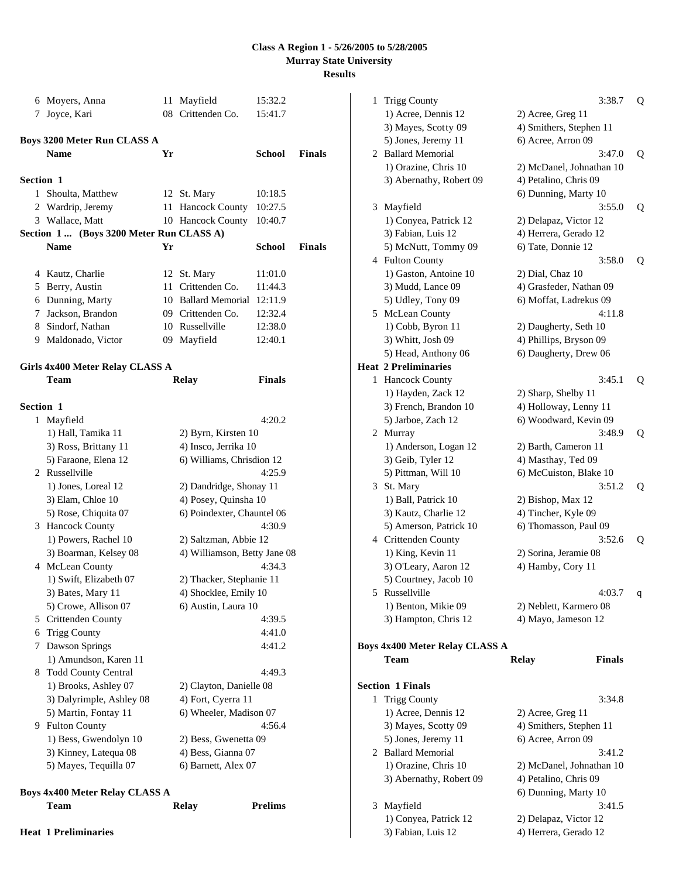# Class A Region 1 - 5/26/2005 to 5/28/2005
## Murray State University
## Results

| | Name | Yr | School | Finals |
|---|---|---|---|---|
| 6 | Moyers, Anna | 11 | Mayfield | 15:32.2 |
| 7 | Joyce, Kari | 08 | Crittenden Co. | 15:41.7 |

### Boys 3200 Meter Run CLASS A

**Section 1**

| | Name | Yr | School | Finals |
|---|---|---|---|---|
| 1 | Shoulta, Matthew | 12 | St. Mary | 10:18.5 |
| 2 | Wardrip, Jeremy | 11 | Hancock County | 10:27.5 |
| 3 | Wallace, Matt | 10 | Hancock County | 10:40.7 |

**Section 1 ... (Boys 3200 Meter Run CLASS A)**

| | Name | Yr | School | Finals |
|---|---|---|---|---|
| 4 | Kautz, Charlie | 12 | St. Mary | 11:01.0 |
| 5 | Berry, Austin | 11 | Crittenden Co. | 11:44.3 |
| 6 | Dunning, Marty | 10 | Ballard Memorial | 12:11.9 |
| 7 | Jackson, Brandon | 09 | Crittenden Co. | 12:32.4 |
| 8 | Sindorf, Nathan | 10 | Russellville | 12:38.0 |
| 9 | Maldonado, Victor | 09 | Mayfield | 12:40.1 |

### Girls 4x400 Meter Relay CLASS A

Team — Relay — Finals

**Section 1**

1 Mayfield — 4:20.2
- 1) Hall, Tamika 11
- 2) Byrn, Kirsten 10
- 3) Ross, Brittany 11
- 4) Insco, Jerrika 10
- 5) Faraone, Elena 12
- 6) Williams, Chrisdion 12

2 Russellville — 4:25.9
- 1) Jones, Loreal 12
- 2) Dandridge, Shonay 11
- 3) Elam, Chloe 10
- 4) Posey, Quinsha 10
- 5) Rose, Chiquita 07
- 6) Poindexter, Chauntel 06

3 Hancock County — 4:30.9
- 1) Powers, Rachel 10
- 2) Saltzman, Abbie 12
- 3) Boarman, Kelsey 08
- 4) Williamson, Betty Jane 08

4 McLean County — 4:34.3
- 1) Swift, Elizabeth 07
- 2) Thacker, Stephanie 11
- 3) Bates, Mary 11
- 4) Shocklee, Emily 10
- 5) Crowe, Allison 07
- 6) Austin, Laura 10

5 Crittenden County — 4:39.5

6 Trigg County — 4:41.0

7 Dawson Springs — 4:41.2
- 1) Amundson, Karen 11

8 Todd County Central — 4:49.3
- 1) Brooks, Ashley 07
- 2) Clayton, Danielle 08
- 3) Dalyrimple, Ashley 08
- 4) Fort, Cyerra 11
- 5) Martin, Fontay 11
- 6) Wheeler, Madison 07

9 Fulton County — 4:56.4
- 1) Bess, Gwendolyn 10
- 2) Bess, Gwenetta 09
- 3) Kinney, Latequa 08
- 4) Bess, Gianna 07
- 5) Mayes, Tequilla 07
- 6) Barnett, Alex 07

### Boys 4x400 Meter Relay CLASS A

Team — Relay — Prelims

**Heat 1 Preliminaries**

1 Trigg County — 3:38.7 Q
- 1) Acree, Dennis 12
- 2) Acree, Greg 11
- 3) Mayes, Scotty 09
- 4) Smithers, Stephen 11
- 5) Jones, Jeremy 11
- 6) Acree, Arron 09

2 Ballard Memorial — 3:47.0 Q
- 1) Orazine, Chris 10
- 2) McDanel, Johnathan 10
- 3) Abernathy, Robert 09
- 4) Petalino, Chris 09
- 6) Dunning, Marty 10

3 Mayfield — 3:55.0 Q
- 1) Conyea, Patrick 12
- 2) Delapaz, Victor 12
- 3) Fabian, Luis 12
- 4) Herrera, Gerado 12
- 5) McNutt, Tommy 09
- 6) Tate, Donnie 12

4 Fulton County — 3:58.0 Q
- 1) Gaston, Antoine 10
- 2) Dial, Chaz 10
- 3) Mudd, Lance 09
- 4) Grasfeder, Nathan 09
- 5) Udley, Tony 09
- 6) Moffat, Ladrekus 09

5 McLean County — 4:11.8
- 1) Cobb, Byron 11
- 2) Daugherty, Seth 10
- 3) Whitt, Josh 09
- 4) Phillips, Bryson 09
- 5) Head, Anthony 06
- 6) Daugherty, Drew 06

**Heat 2 Preliminaries**

1 Hancock County — 3:45.1 Q
- 1) Hayden, Zack 12
- 2) Sharp, Shelby 11
- 3) French, Brandon 10
- 4) Holloway, Lenny 11
- 5) Jarboe, Zach 12
- 6) Woodward, Kevin 09

2 Murray — 3:48.9 Q
- 1) Anderson, Logan 12
- 2) Barth, Cameron 11
- 3) Geib, Tyler 12
- 4) Masthay, Ted 09
- 5) Pittman, Will 10
- 6) McCuiston, Blake 10

3 St. Mary — 3:51.2 Q
- 1) Ball, Patrick 10
- 2) Bishop, Max 12
- 3) Kautz, Charlie 12
- 4) Tincher, Kyle 09
- 5) Amerson, Patrick 10
- 6) Thomasson, Paul 09

4 Crittenden County — 3:52.6 Q
- 1) King, Kevin 11
- 2) Sorina, Jeramie 08
- 3) O'Leary, Aaron 12
- 4) Hamby, Cory 11
- 5) Courtney, Jacob 10

5 Russellville — 4:03.7 q
- 1) Benton, Mikie 09
- 2) Neblett, Karmero 08
- 3) Hampton, Chris 12
- 4) Mayo, Jameson 12

### Boys 4x400 Meter Relay CLASS A

Team — Relay — Finals

**Section 1 Finals**

1 Trigg County — 3:34.8
- 1) Acree, Dennis 12
- 2) Acree, Greg 11
- 3) Mayes, Scotty 09
- 4) Smithers, Stephen 11
- 5) Jones, Jeremy 11
- 6) Acree, Arron 09

2 Ballard Memorial — 3:41.2
- 1) Orazine, Chris 10
- 2) McDanel, Johnathan 10
- 3) Abernathy, Robert 09
- 4) Petalino, Chris 09
- 6) Dunning, Marty 10

3 Mayfield — 3:41.5
- 1) Conyea, Patrick 12
- 2) Delapaz, Victor 12
- 3) Fabian, Luis 12
- 4) Herrera, Gerado 12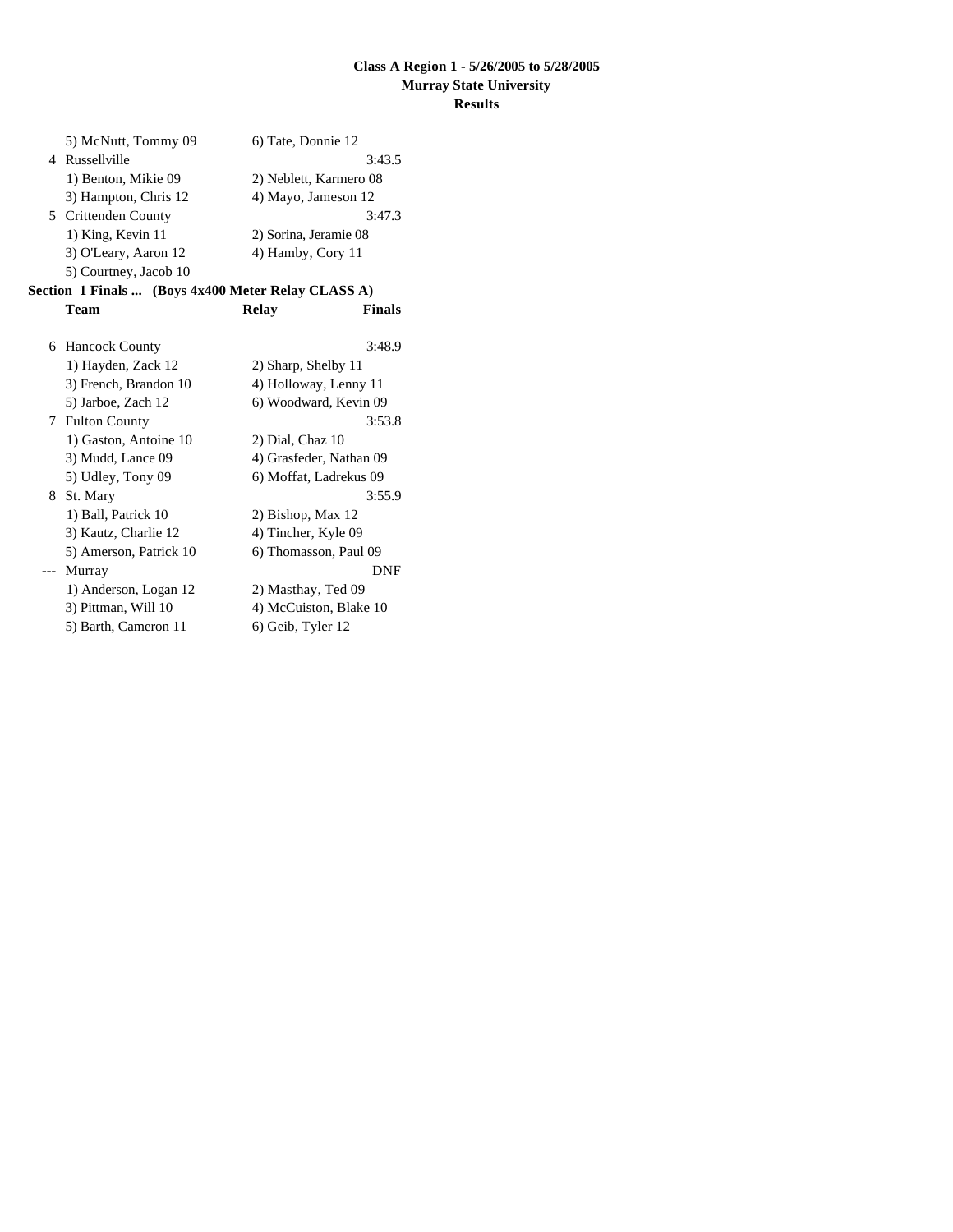**Class A Region 1 - 5/26/2005 to 5/28/2005**
**Murray State University**
**Results**

| | | | |
|---|---|---|---|
| | 5) McNutt, Tommy 09 | 6) Tate, Donnie 12 | |
| 4 | Russellville | | 3:43.5 |
| | 1) Benton, Mikie 09 | 2) Neblett, Karmero 08 | |
| | 3) Hampton, Chris 12 | 4) Mayo, Jameson 12 | |
| 5 | Crittenden County | | 3:47.3 |
| | 1) King, Kevin 11 | 2) Sorina, Jeramie 08 | |
| | 3) O'Leary, Aaron 12 | 4) Hamby, Cory 11 | |
| | 5) Courtney, Jacob 10 | | |

**Section 1 Finals ... (Boys 4x400 Meter Relay CLASS A)**

| | Team | Relay | Finals |
|---|---|---|---|
| 6 | Hancock County | | 3:48.9 |
| | 1) Hayden, Zack 12 | 2) Sharp, Shelby 11 | |
| | 3) French, Brandon 10 | 4) Holloway, Lenny 11 | |
| | 5) Jarboe, Zach 12 | 6) Woodward, Kevin 09 | |
| 7 | Fulton County | | 3:53.8 |
| | 1) Gaston, Antoine 10 | 2) Dial, Chaz 10 | |
| | 3) Mudd, Lance 09 | 4) Grasfeder, Nathan 09 | |
| | 5) Udley, Tony 09 | 6) Moffat, Ladrekus 09 | |
| 8 | St. Mary | | 3:55.9 |
| | 1) Ball, Patrick 10 | 2) Bishop, Max 12 | |
| | 3) Kautz, Charlie 12 | 4) Tincher, Kyle 09 | |
| | 5) Amerson, Patrick 10 | 6) Thomasson, Paul 09 | |
| --- | Murray | | DNF |
| | 1) Anderson, Logan 12 | 2) Masthay, Ted 09 | |
| | 3) Pittman, Will 10 | 4) McCuiston, Blake 10 | |
| | 5) Barth, Cameron 11 | 6) Geib, Tyler 12 | |